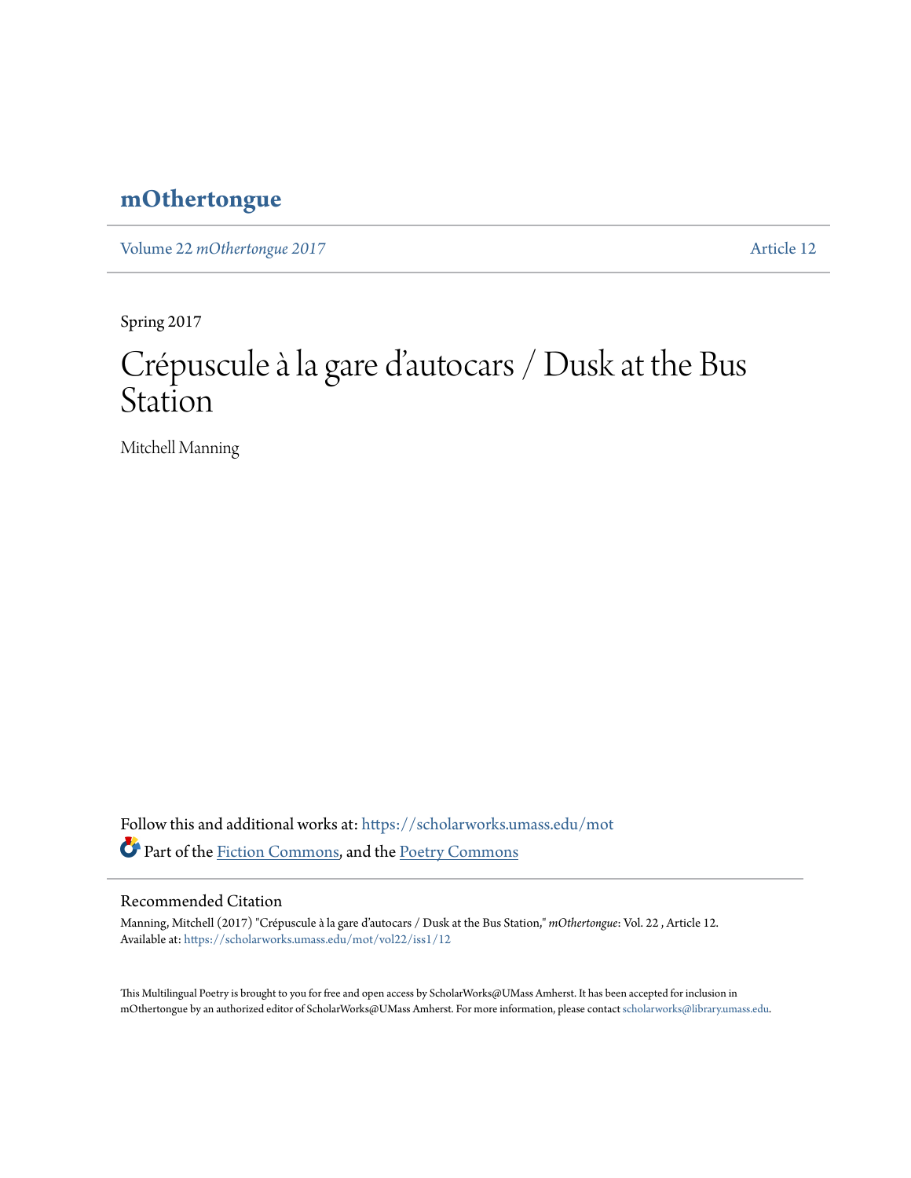# mOthertongue

Volume 22 *mOthertongue 2017* Article 12

Spring 2017

# Crépuscule à la gare d'autocars / Dusk at the Bus Station

Mitchell Manning

Follow this and additional works at: https://scholarworks.umass.edu/mot

Part of the Fiction Commons, and the Poetry Commons

## Recommended Citation

Manning, Mitchell (2017) "Crépuscule à la gare d'autocars / Dusk at the Bus Station," *mOthertongue*: Vol. 22 , Article 12.
Available at: https://scholarworks.umass.edu/mot/vol22/iss1/12

This Multilingual Poetry is brought to you for free and open access by ScholarWorks@UMass Amherst. It has been accepted for inclusion in mOthertongue by an authorized editor of ScholarWorks@UMass Amherst. For more information, please contact scholarworks@library.umass.edu.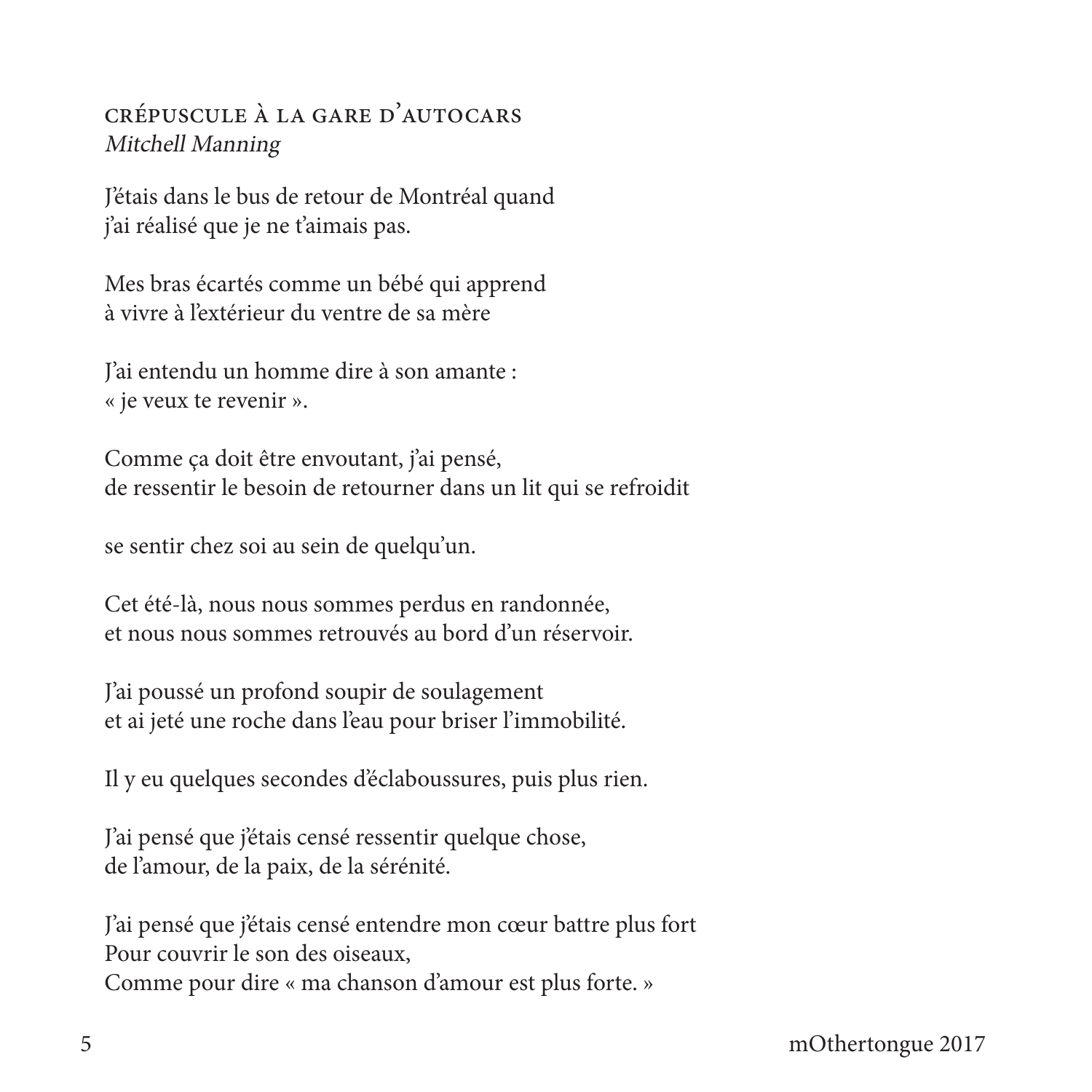## CRÉPUSCULE À LA GARE D'AUTOCARS

*Mitchell Manning*

J'étais dans le bus de retour de Montréal quand
j'ai réalisé que je ne t'aimais pas.

Mes bras écartés comme un bébé qui apprend
à vivre à l'extérieur du ventre de sa mère

J'ai entendu un homme dire à son amante :
« je veux te revenir ».

Comme ça doit être envoutant, j'ai pensé,
de ressentir le besoin de retourner dans un lit qui se refroidit

se sentir chez soi au sein de quelqu'un.

Cet été-là, nous nous sommes perdus en randonnée,
et nous nous sommes retrouvés au bord d'un réservoir.

J'ai poussé un profond soupir de soulagement
et ai jeté une roche dans l'eau pour briser l'immobilité.

Il y eu quelques secondes d'éclaboussures, puis plus rien.

J'ai pensé que j'étais censé ressentir quelque chose,
de l'amour, de la paix, de la sérénité.

J'ai pensé que j'étais censé entendre mon cœur battre plus fort
Pour couvrir le son des oiseaux,
Comme pour dire « ma chanson d'amour est plus forte. »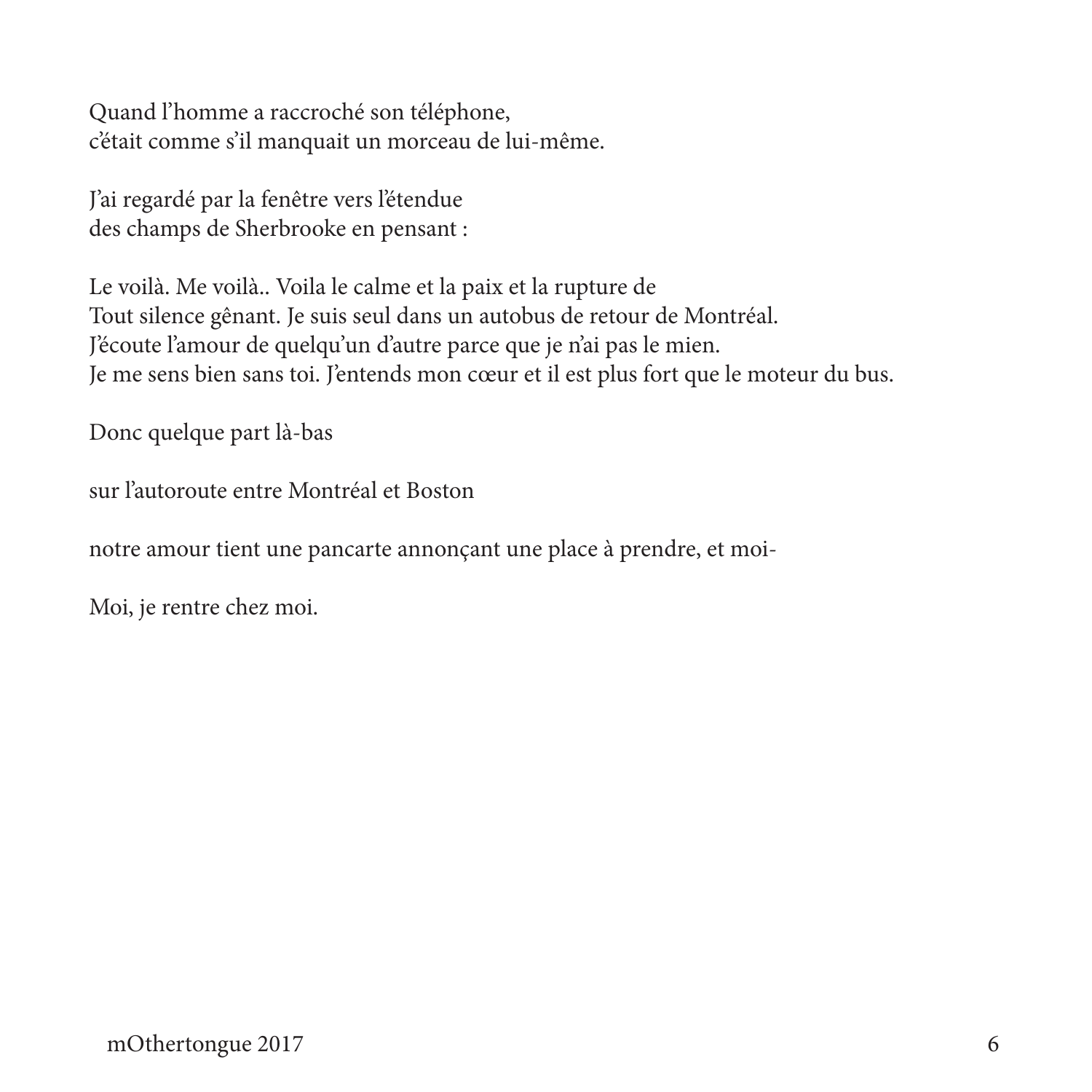Quand l'homme a raccroché son téléphone,  
c'était comme s'il manquait un morceau de lui-même.

J'ai regardé par la fenêtre vers l'étendue  
des champs de Sherbrooke en pensant :

Le voilà. Me voilà.. Voila le calme et la paix et la rupture de  
Tout silence gênant. Je suis seul dans un autobus de retour de Montréal.  
J'écoute l'amour de quelqu'un d'autre parce que je n'ai pas le mien.  
Je me sens bien sans toi. J'entends mon cœur et il est plus fort que le moteur du bus.

Donc quelque part là-bas

sur l'autoroute entre Montréal et Boston

notre amour tient une pancarte annonçant une place à prendre, et moi-

Moi, je rentre chez moi.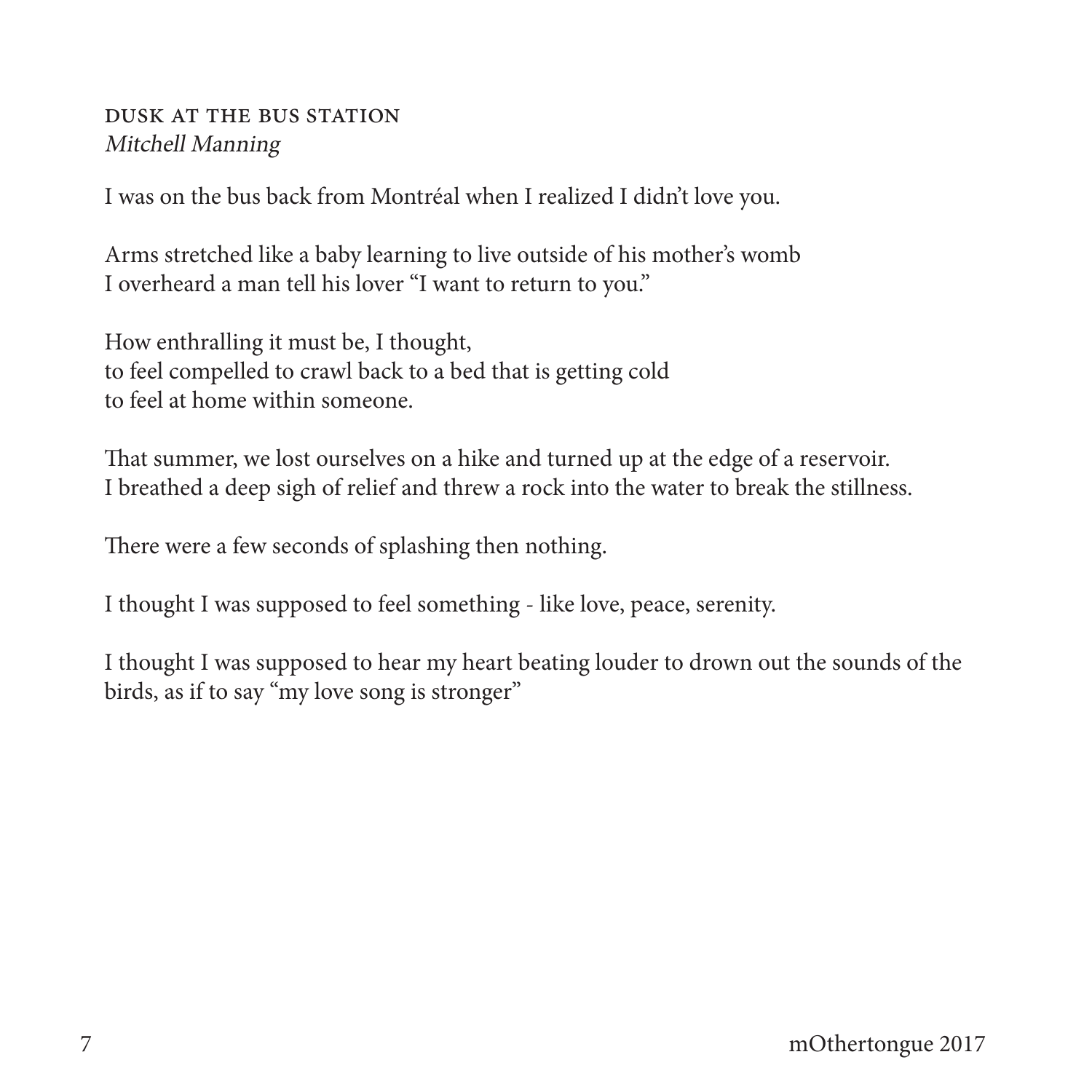## DUSK AT THE BUS STATION

*Mitchell Manning*

I was on the bus back from Montréal when I realized I didn't love you.

Arms stretched like a baby learning to live outside of his mother's womb
I overheard a man tell his lover "I want to return to you."

How enthralling it must be, I thought,
to feel compelled to crawl back to a bed that is getting cold
to feel at home within someone.

That summer, we lost ourselves on a hike and turned up at the edge of a reservoir.
I breathed a deep sigh of relief and threw a rock into the water to break the stillness.

There were a few seconds of splashing then nothing.

I thought I was supposed to feel something - like love, peace, serenity.

I thought I was supposed to hear my heart beating louder to drown out the sounds of the birds, as if to say "my love song is stronger"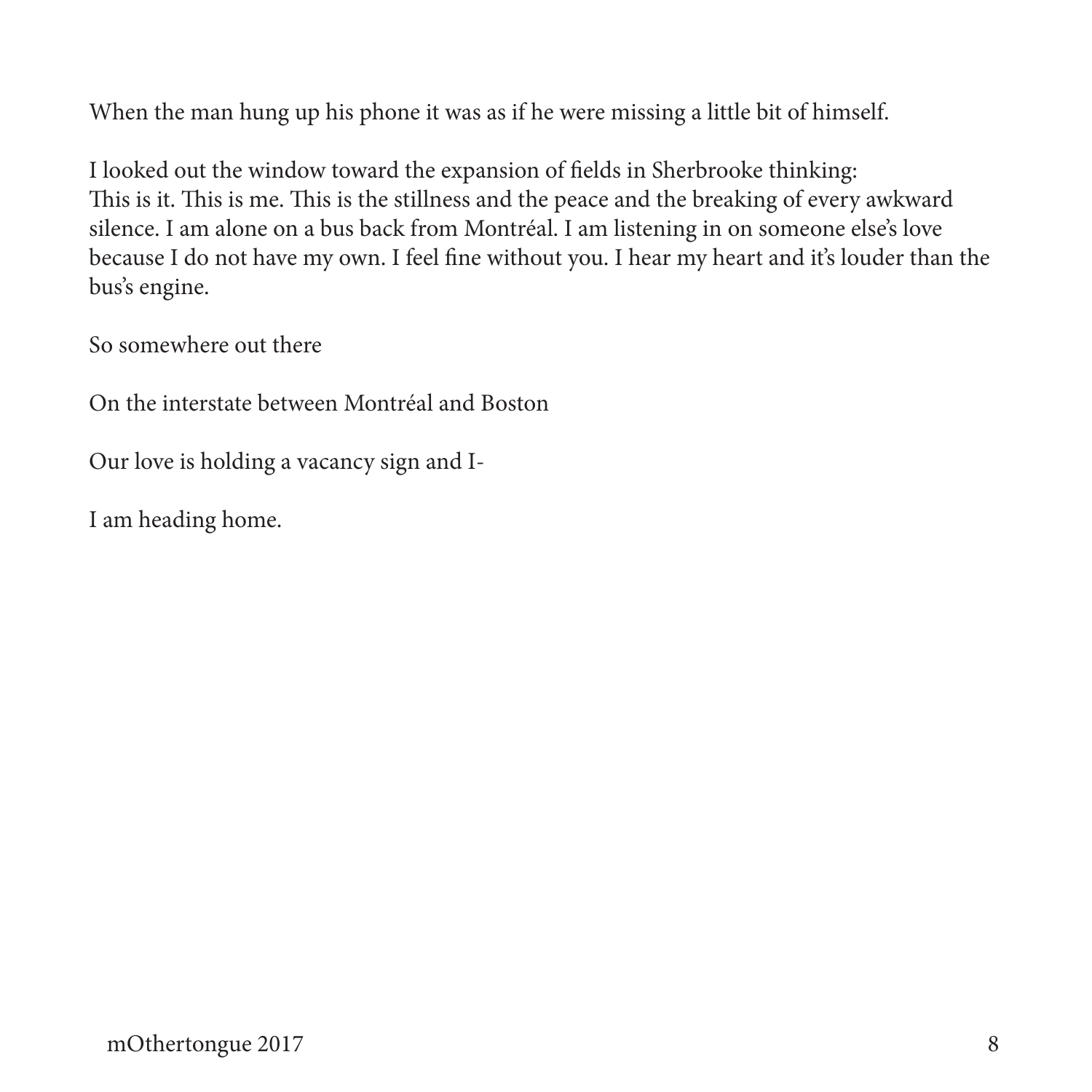When the man hung up his phone it was as if he were missing a little bit of himself.

I looked out the window toward the expansion of fields in Sherbrooke thinking:
This is it. This is me. This is the stillness and the peace and the breaking of every awkward silence. I am alone on a bus back from Montréal. I am listening in on someone else's love because I do not have my own. I feel fine without you. I hear my heart and it's louder than the bus's engine.

So somewhere out there

On the interstate between Montréal and Boston

Our love is holding a vacancy sign and I-

I am heading home.